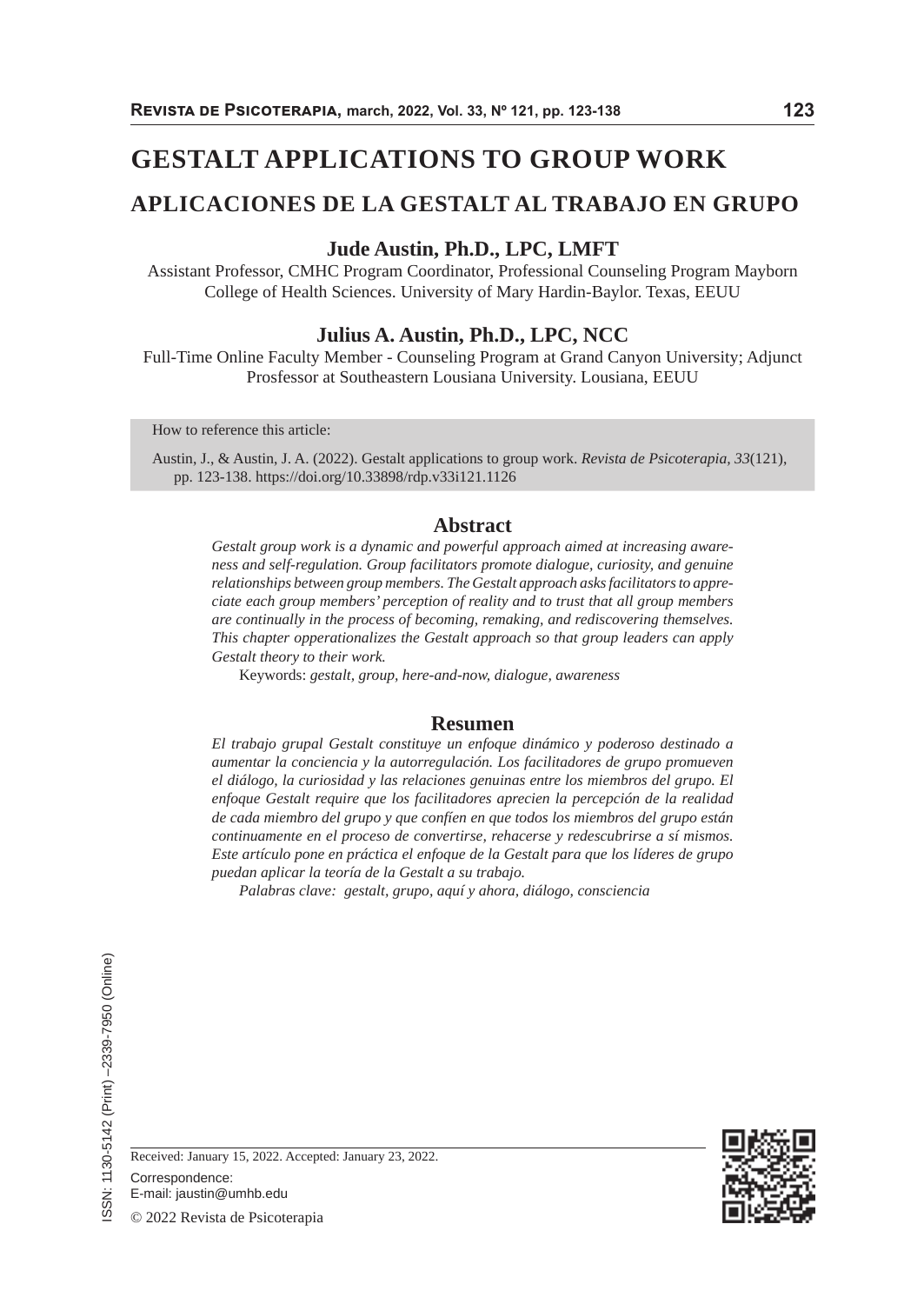# GESTALT APPLICATIONS TO GROUP WORK

## APLICACIONES DE LA GESTALT AL TRABAJO EN GRUPO

**Jude Austin, Ph.D., LPC, LMFT**

Assistant Professor, CMHC Program Coordinator, Professional Counseling Program Mayborn College of Health Sciences. University of Mary Hardin-Baylor. Texas, EEUU

**Julius A. Austin, Ph.D., LPC, NCC**

Full-Time Online Faculty Member - Counseling Program at Grand Canyon University; Adjunct Prosfessor at Southeastern Lousiana University. Lousiana, EEUU

How to reference this article:

Austin, J., & Austin, J. A. (2022). Gestalt applications to group work. *Revista de Psicoterapia, 33*(121), pp. 123-138. https://doi.org/10.33898/rdp.v33i121.1126

## Abstract

*Gestalt group work is a dynamic and powerful approach aimed at increasing awareness and self-regulation. Group facilitators promote dialogue, curiosity, and genuine relationships between group members. The Gestalt approach asks facilitators to appreciate each group members' perception of reality and to trust that all group members are continually in the process of becoming, remaking, and rediscovering themselves. This chapter opperationalizes the Gestalt approach so that group leaders can apply Gestalt theory to their work.*

Keywords: *gestalt, group, here-and-now, dialogue, awareness*

## Resumen

*El trabajo grupal Gestalt constituye un enfoque dinámico y poderoso destinado a aumentar la conciencia y la autorregulación. Los facilitadores de grupo promueven el diálogo, la curiosidad y las relaciones genuinas entre los miembros del grupo. El enfoque Gestalt require que los facilitadores aprecien la percepción de la realidad de cada miembro del grupo y que confíen en que todos los miembros del grupo están continuamente en el proceso de convertirse, rehacerse y redescubrirse a sí mismos. Este artículo pone en práctica el enfoque de la Gestalt para que los líderes de grupo puedan aplicar la teoría de la Gestalt a su trabajo.*

*Palabras clave: gestalt, grupo, aquí y ahora, diálogo, consciencia*

ISSN: 1130-5142 (Print) –2339-7950 (Online)

Received: January 15, 2022. Accepted: January 23, 2022.

Correspondence:
E-mail: jaustin@umhb.edu

© 2022 Revista de Psicoterapia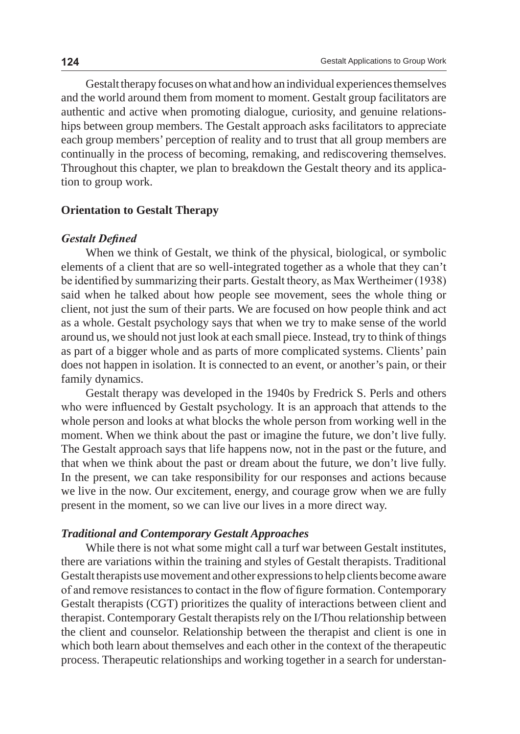Gestalt therapy focuses on what and how an individual experiences themselves and the world around them from moment to moment. Gestalt group facilitators are authentic and active when promoting dialogue, curiosity, and genuine relationships between group members. The Gestalt approach asks facilitators to appreciate each group members' perception of reality and to trust that all group members are continually in the process of becoming, remaking, and rediscovering themselves. Throughout this chapter, we plan to breakdown the Gestalt theory and its application to group work.

## Orientation to Gestalt Therapy

### *Gestalt Defined*

When we think of Gestalt, we think of the physical, biological, or symbolic elements of a client that are so well-integrated together as a whole that they can't be identified by summarizing their parts. Gestalt theory, as Max Wertheimer (1938) said when he talked about how people see movement, sees the whole thing or client, not just the sum of their parts. We are focused on how people think and act as a whole. Gestalt psychology says that when we try to make sense of the world around us, we should not just look at each small piece. Instead, try to think of things as part of a bigger whole and as parts of more complicated systems. Clients' pain does not happen in isolation. It is connected to an event, or another's pain, or their family dynamics.

Gestalt therapy was developed in the 1940s by Fredrick S. Perls and others who were influenced by Gestalt psychology. It is an approach that attends to the whole person and looks at what blocks the whole person from working well in the moment. When we think about the past or imagine the future, we don't live fully. The Gestalt approach says that life happens now, not in the past or the future, and that when we think about the past or dream about the future, we don't live fully. In the present, we can take responsibility for our responses and actions because we live in the now. Our excitement, energy, and courage grow when we are fully present in the moment, so we can live our lives in a more direct way.

### *Traditional and Contemporary Gestalt Approaches*

While there is not what some might call a turf war between Gestalt institutes, there are variations within the training and styles of Gestalt therapists. Traditional Gestalt therapists use movement and other expressions to help clients become aware of and remove resistances to contact in the flow of figure formation. Contemporary Gestalt therapists (CGT) prioritizes the quality of interactions between client and therapist. Contemporary Gestalt therapists rely on the I/Thou relationship between the client and counselor. Relationship between the therapist and client is one in which both learn about themselves and each other in the context of the therapeutic process. Therapeutic relationships and working together in a search for understan-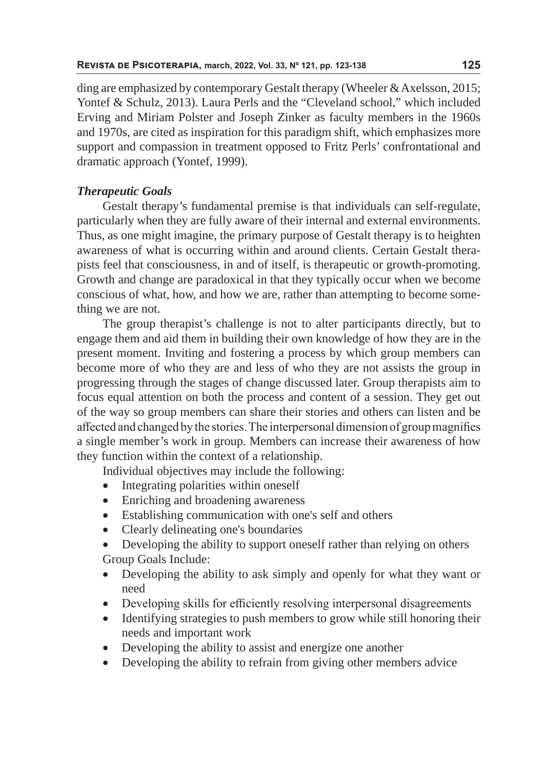ding are emphasized by contemporary Gestalt therapy (Wheeler & Axelsson, 2015; Yontef & Schulz, 2013). Laura Perls and the "Cleveland school," which included Erving and Miriam Polster and Joseph Zinker as faculty members in the 1960s and 1970s, are cited as inspiration for this paradigm shift, which emphasizes more support and compassion in treatment opposed to Fritz Perls' confrontational and dramatic approach (Yontef, 1999).

### *Therapeutic Goals*

Gestalt therapy's fundamental premise is that individuals can self-regulate, particularly when they are fully aware of their internal and external environments. Thus, as one might imagine, the primary purpose of Gestalt therapy is to heighten awareness of what is occurring within and around clients. Certain Gestalt therapists feel that consciousness, in and of itself, is therapeutic or growth-promoting. Growth and change are paradoxical in that they typically occur when we become conscious of what, how, and how we are, rather than attempting to become something we are not.

The group therapist's challenge is not to alter participants directly, but to engage them and aid them in building their own knowledge of how they are in the present moment. Inviting and fostering a process by which group members can become more of who they are and less of who they are not assists the group in progressing through the stages of change discussed later. Group therapists aim to focus equal attention on both the process and content of a session. They get out of the way so group members can share their stories and others can listen and be affected and changed by the stories. The interpersonal dimension of group magnifies a single member's work in group. Members can increase their awareness of how they function within the context of a relationship.

Individual objectives may include the following:

- Integrating polarities within oneself
- Enriching and broadening awareness
- Establishing communication with one's self and others
- Clearly delineating one's boundaries
- Developing the ability to support oneself rather than relying on others

Group Goals Include:

- Developing the ability to ask simply and openly for what they want or need
- Developing skills for efficiently resolving interpersonal disagreements
- Identifying strategies to push members to grow while still honoring their needs and important work
- Developing the ability to assist and energize one another
- Developing the ability to refrain from giving other members advice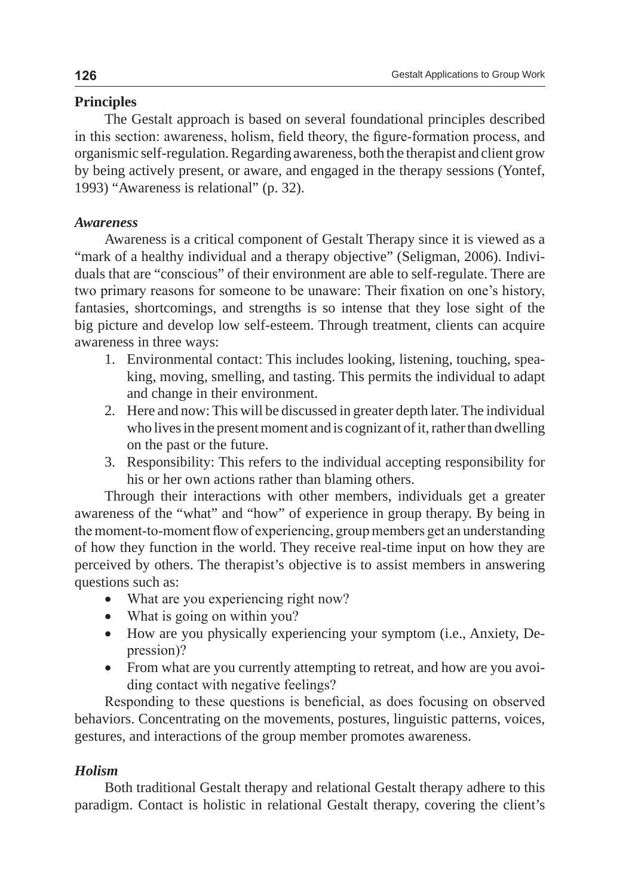## Principles

The Gestalt approach is based on several foundational principles described in this section: awareness, holism, field theory, the figure-formation process, and organismic self-regulation. Regarding awareness, both the therapist and client grow by being actively present, or aware, and engaged in the therapy sessions (Yontef, 1993) "Awareness is relational" (p. 32).

### *Awareness*

Awareness is a critical component of Gestalt Therapy since it is viewed as a "mark of a healthy individual and a therapy objective" (Seligman, 2006). Individuals that are "conscious" of their environment are able to self-regulate. There are two primary reasons for someone to be unaware: Their fixation on one's history, fantasies, shortcomings, and strengths is so intense that they lose sight of the big picture and develop low self-esteem. Through treatment, clients can acquire awareness in three ways:

1. Environmental contact: This includes looking, listening, touching, speaking, moving, smelling, and tasting. This permits the individual to adapt and change in their environment.
2. Here and now: This will be discussed in greater depth later. The individual who lives in the present moment and is cognizant of it, rather than dwelling on the past or the future.
3. Responsibility: This refers to the individual accepting responsibility for his or her own actions rather than blaming others.

Through their interactions with other members, individuals get a greater awareness of the "what" and "how" of experience in group therapy. By being in the moment-to-moment flow of experiencing, group members get an understanding of how they function in the world. They receive real-time input on how they are perceived by others. The therapist's objective is to assist members in answering questions such as:

- What are you experiencing right now?
- What is going on within you?
- How are you physically experiencing your symptom (i.e., Anxiety, Depression)?
- From what are you currently attempting to retreat, and how are you avoiding contact with negative feelings?

Responding to these questions is beneficial, as does focusing on observed behaviors. Concentrating on the movements, postures, linguistic patterns, voices, gestures, and interactions of the group member promotes awareness.

### *Holism*

Both traditional Gestalt therapy and relational Gestalt therapy adhere to this paradigm. Contact is holistic in relational Gestalt therapy, covering the client's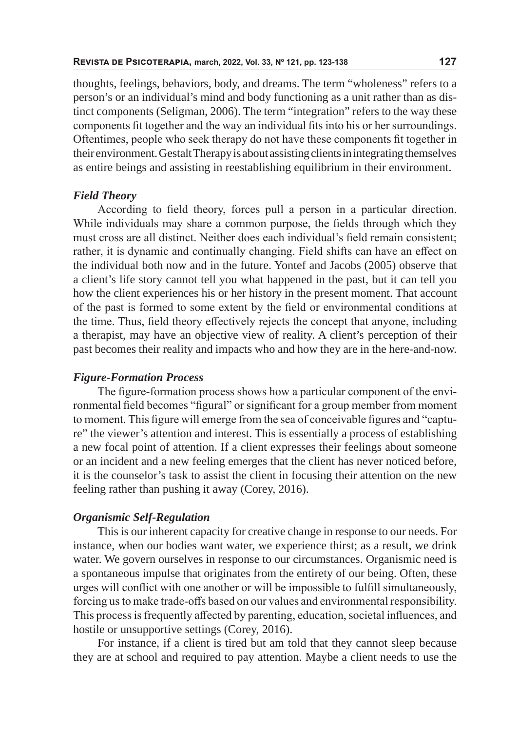thoughts, feelings, behaviors, body, and dreams. The term "wholeness" refers to a person's or an individual's mind and body functioning as a unit rather than as distinct components (Seligman, 2006). The term "integration" refers to the way these components fit together and the way an individual fits into his or her surroundings. Oftentimes, people who seek therapy do not have these components fit together in their environment. Gestalt Therapy is about assisting clients in integrating themselves as entire beings and assisting in reestablishing equilibrium in their environment.

### *Field Theory*

According to field theory, forces pull a person in a particular direction. While individuals may share a common purpose, the fields through which they must cross are all distinct. Neither does each individual's field remain consistent; rather, it is dynamic and continually changing. Field shifts can have an effect on the individual both now and in the future. Yontef and Jacobs (2005) observe that a client's life story cannot tell you what happened in the past, but it can tell you how the client experiences his or her history in the present moment. That account of the past is formed to some extent by the field or environmental conditions at the time. Thus, field theory effectively rejects the concept that anyone, including a therapist, may have an objective view of reality. A client's perception of their past becomes their reality and impacts who and how they are in the here-and-now.

### *Figure-Formation Process*

The figure-formation process shows how a particular component of the environmental field becomes "figural" or significant for a group member from moment to moment. This figure will emerge from the sea of conceivable figures and "capture" the viewer's attention and interest. This is essentially a process of establishing a new focal point of attention. If a client expresses their feelings about someone or an incident and a new feeling emerges that the client has never noticed before, it is the counselor's task to assist the client in focusing their attention on the new feeling rather than pushing it away (Corey, 2016).

### *Organismic Self-Regulation*

This is our inherent capacity for creative change in response to our needs. For instance, when our bodies want water, we experience thirst; as a result, we drink water. We govern ourselves in response to our circumstances. Organismic need is a spontaneous impulse that originates from the entirety of our being. Often, these urges will conflict with one another or will be impossible to fulfill simultaneously, forcing us to make trade-offs based on our values and environmental responsibility. This process is frequently affected by parenting, education, societal influences, and hostile or unsupportive settings (Corey, 2016).

For instance, if a client is tired but am told that they cannot sleep because they are at school and required to pay attention. Maybe a client needs to use the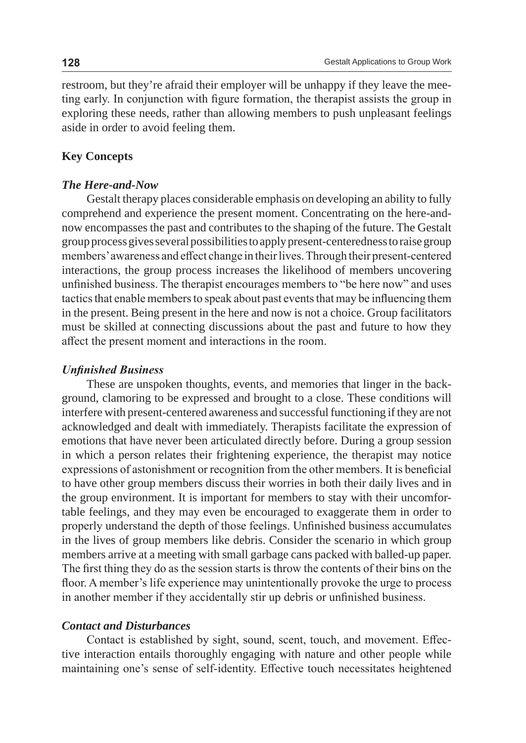restroom, but they're afraid their employer will be unhappy if they leave the meeting early. In conjunction with figure formation, the therapist assists the group in exploring these needs, rather than allowing members to push unpleasant feelings aside in order to avoid feeling them.

### Key Concepts

#### *The Here-and-Now*

Gestalt therapy places considerable emphasis on developing an ability to fully comprehend and experience the present moment. Concentrating on the here-and-now encompasses the past and contributes to the shaping of the future. The Gestalt group process gives several possibilities to apply present-centeredness to raise group members' awareness and effect change in their lives. Through their present-centered interactions, the group process increases the likelihood of members uncovering unfinished business. The therapist encourages members to "be here now" and uses tactics that enable members to speak about past events that may be influencing them in the present. Being present in the here and now is not a choice. Group facilitators must be skilled at connecting discussions about the past and future to how they affect the present moment and interactions in the room.

#### *Unfinished Business*

These are unspoken thoughts, events, and memories that linger in the background, clamoring to be expressed and brought to a close. These conditions will interfere with present-centered awareness and successful functioning if they are not acknowledged and dealt with immediately. Therapists facilitate the expression of emotions that have never been articulated directly before. During a group session in which a person relates their frightening experience, the therapist may notice expressions of astonishment or recognition from the other members. It is beneficial to have other group members discuss their worries in both their daily lives and in the group environment. It is important for members to stay with their uncomfortable feelings, and they may even be encouraged to exaggerate them in order to properly understand the depth of those feelings. Unfinished business accumulates in the lives of group members like debris. Consider the scenario in which group members arrive at a meeting with small garbage cans packed with balled-up paper. The first thing they do as the session starts is throw the contents of their bins on the floor. A member's life experience may unintentionally provoke the urge to process in another member if they accidentally stir up debris or unfinished business.

#### *Contact and Disturbances*

Contact is established by sight, sound, scent, touch, and movement. Effective interaction entails thoroughly engaging with nature and other people while maintaining one's sense of self-identity. Effective touch necessitates heightened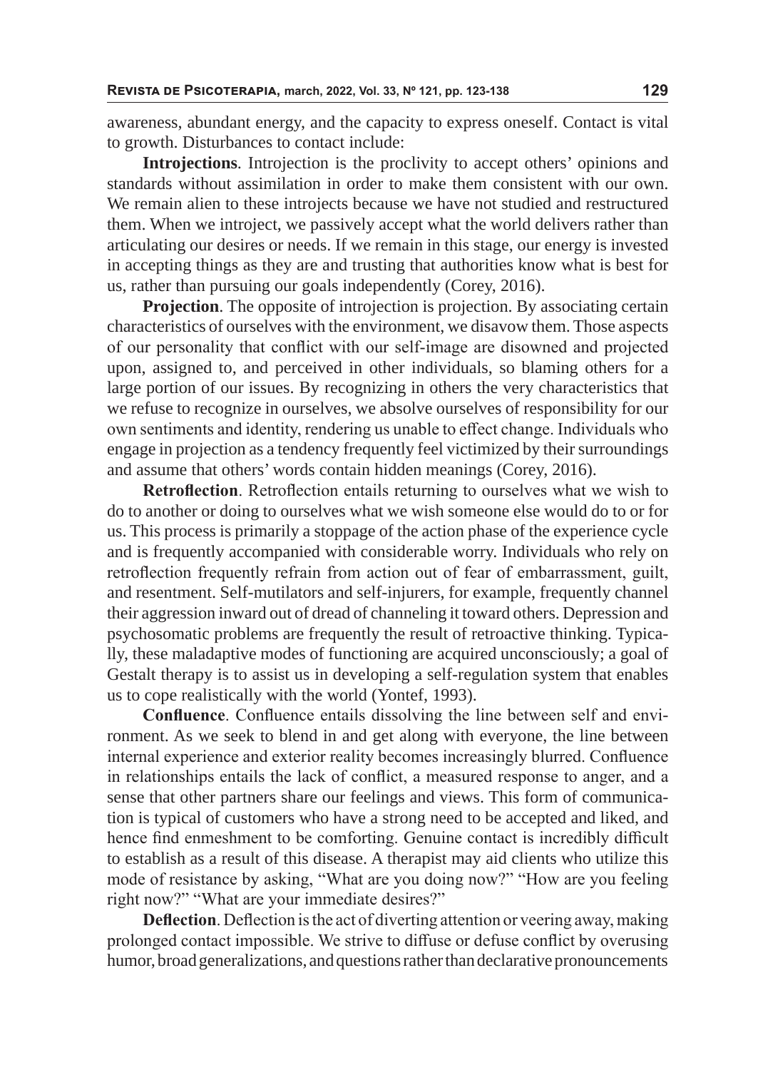awareness, abundant energy, and the capacity to express oneself. Contact is vital to growth. Disturbances to contact include:

**Introjections**. Introjection is the proclivity to accept others' opinions and standards without assimilation in order to make them consistent with our own. We remain alien to these introjects because we have not studied and restructured them. When we introject, we passively accept what the world delivers rather than articulating our desires or needs. If we remain in this stage, our energy is invested in accepting things as they are and trusting that authorities know what is best for us, rather than pursuing our goals independently (Corey, 2016).

**Projection**. The opposite of introjection is projection. By associating certain characteristics of ourselves with the environment, we disavow them. Those aspects of our personality that conflict with our self-image are disowned and projected upon, assigned to, and perceived in other individuals, so blaming others for a large portion of our issues. By recognizing in others the very characteristics that we refuse to recognize in ourselves, we absolve ourselves of responsibility for our own sentiments and identity, rendering us unable to effect change. Individuals who engage in projection as a tendency frequently feel victimized by their surroundings and assume that others' words contain hidden meanings (Corey, 2016).

**Retroflection**. Retroflection entails returning to ourselves what we wish to do to another or doing to ourselves what we wish someone else would do to or for us. This process is primarily a stoppage of the action phase of the experience cycle and is frequently accompanied with considerable worry. Individuals who rely on retroflection frequently refrain from action out of fear of embarrassment, guilt, and resentment. Self-mutilators and self-injurers, for example, frequently channel their aggression inward out of dread of channeling it toward others. Depression and psychosomatic problems are frequently the result of retroactive thinking. Typically, these maladaptive modes of functioning are acquired unconsciously; a goal of Gestalt therapy is to assist us in developing a self-regulation system that enables us to cope realistically with the world (Yontef, 1993).

**Confluence**. Confluence entails dissolving the line between self and environment. As we seek to blend in and get along with everyone, the line between internal experience and exterior reality becomes increasingly blurred. Confluence in relationships entails the lack of conflict, a measured response to anger, and a sense that other partners share our feelings and views. This form of communication is typical of customers who have a strong need to be accepted and liked, and hence find enmeshment to be comforting. Genuine contact is incredibly difficult to establish as a result of this disease. A therapist may aid clients who utilize this mode of resistance by asking, "What are you doing now?" "How are you feeling right now?" "What are your immediate desires?"

**Deflection**. Deflection is the act of diverting attention or veering away, making prolonged contact impossible. We strive to diffuse or defuse conflict by overusing humor, broad generalizations, and questions rather than declarative pronouncements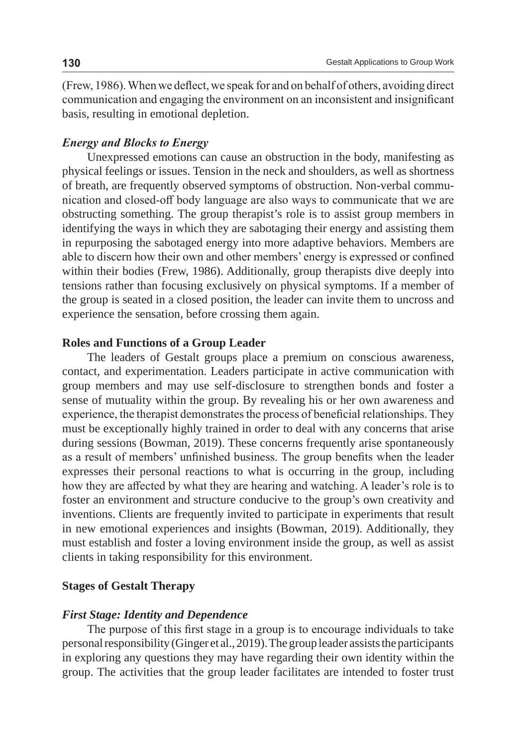(Frew, 1986). When we deflect, we speak for and on behalf of others, avoiding direct communication and engaging the environment on an inconsistent and insignificant basis, resulting in emotional depletion.

### *Energy and Blocks to Energy*

Unexpressed emotions can cause an obstruction in the body, manifesting as physical feelings or issues. Tension in the neck and shoulders, as well as shortness of breath, are frequently observed symptoms of obstruction. Non-verbal communication and closed-off body language are also ways to communicate that we are obstructing something. The group therapist's role is to assist group members in identifying the ways in which they are sabotaging their energy and assisting them in repurposing the sabotaged energy into more adaptive behaviors. Members are able to discern how their own and other members' energy is expressed or confined within their bodies (Frew, 1986). Additionally, group therapists dive deeply into tensions rather than focusing exclusively on physical symptoms. If a member of the group is seated in a closed position, the leader can invite them to uncross and experience the sensation, before crossing them again.

## **Roles and Functions of a Group Leader**

The leaders of Gestalt groups place a premium on conscious awareness, contact, and experimentation. Leaders participate in active communication with group members and may use self-disclosure to strengthen bonds and foster a sense of mutuality within the group. By revealing his or her own awareness and experience, the therapist demonstrates the process of beneficial relationships. They must be exceptionally highly trained in order to deal with any concerns that arise during sessions (Bowman, 2019). These concerns frequently arise spontaneously as a result of members' unfinished business. The group benefits when the leader expresses their personal reactions to what is occurring in the group, including how they are affected by what they are hearing and watching. A leader's role is to foster an environment and structure conducive to the group's own creativity and inventions. Clients are frequently invited to participate in experiments that result in new emotional experiences and insights (Bowman, 2019). Additionally, they must establish and foster a loving environment inside the group, as well as assist clients in taking responsibility for this environment.

## **Stages of Gestalt Therapy**

### *First Stage: Identity and Dependence*

The purpose of this first stage in a group is to encourage individuals to take personal responsibility (Ginger et al., 2019). The group leader assists the participants in exploring any questions they may have regarding their own identity within the group. The activities that the group leader facilitates are intended to foster trust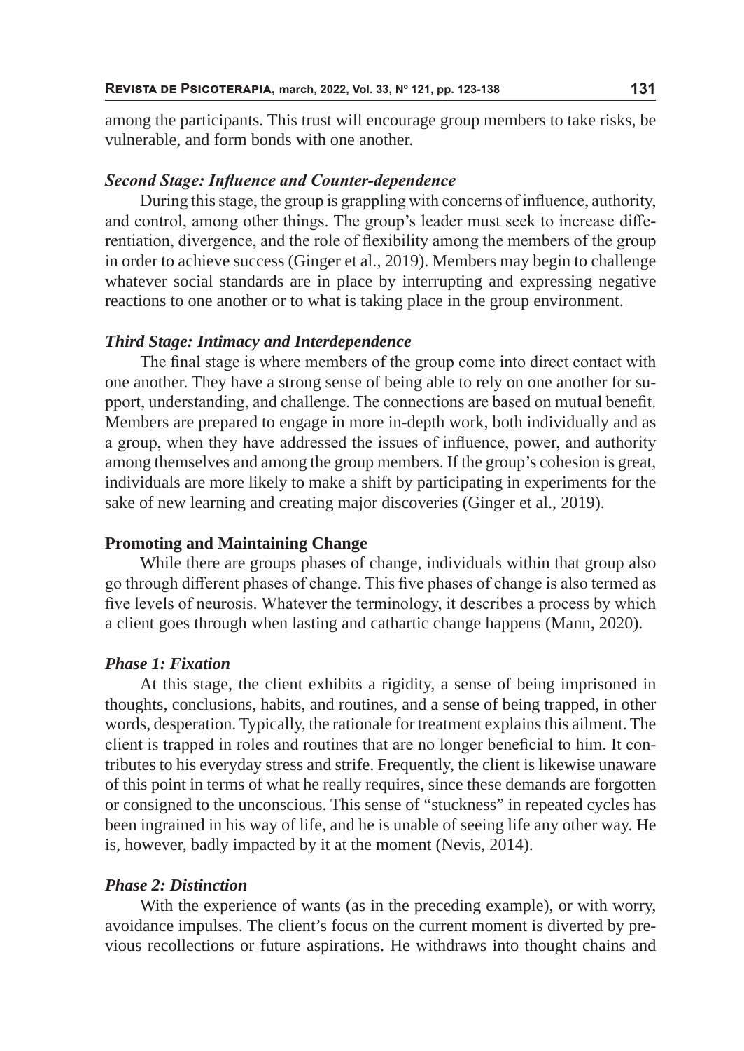among the participants. This trust will encourage group members to take risks, be vulnerable, and form bonds with one another.

### *Second Stage: Influence and Counter-dependence*

During this stage, the group is grappling with concerns of influence, authority, and control, among other things. The group's leader must seek to increase differentiation, divergence, and the role of flexibility among the members of the group in order to achieve success (Ginger et al., 2019). Members may begin to challenge whatever social standards are in place by interrupting and expressing negative reactions to one another or to what is taking place in the group environment.

### *Third Stage: Intimacy and Interdependence*

The final stage is where members of the group come into direct contact with one another. They have a strong sense of being able to rely on one another for support, understanding, and challenge. The connections are based on mutual benefit. Members are prepared to engage in more in-depth work, both individually and as a group, when they have addressed the issues of influence, power, and authority among themselves and among the group members. If the group's cohesion is great, individuals are more likely to make a shift by participating in experiments for the sake of new learning and creating major discoveries (Ginger et al., 2019).

## **Promoting and Maintaining Change**

While there are groups phases of change, individuals within that group also go through different phases of change. This five phases of change is also termed as five levels of neurosis. Whatever the terminology, it describes a process by which a client goes through when lasting and cathartic change happens (Mann, 2020).

### *Phase 1: Fixation*

At this stage, the client exhibits a rigidity, a sense of being imprisoned in thoughts, conclusions, habits, and routines, and a sense of being trapped, in other words, desperation. Typically, the rationale for treatment explains this ailment. The client is trapped in roles and routines that are no longer beneficial to him. It contributes to his everyday stress and strife. Frequently, the client is likewise unaware of this point in terms of what he really requires, since these demands are forgotten or consigned to the unconscious. This sense of "stuckness" in repeated cycles has been ingrained in his way of life, and he is unable of seeing life any other way. He is, however, badly impacted by it at the moment (Nevis, 2014).

### *Phase 2: Distinction*

With the experience of wants (as in the preceding example), or with worry, avoidance impulses. The client's focus on the current moment is diverted by previous recollections or future aspirations. He withdraws into thought chains and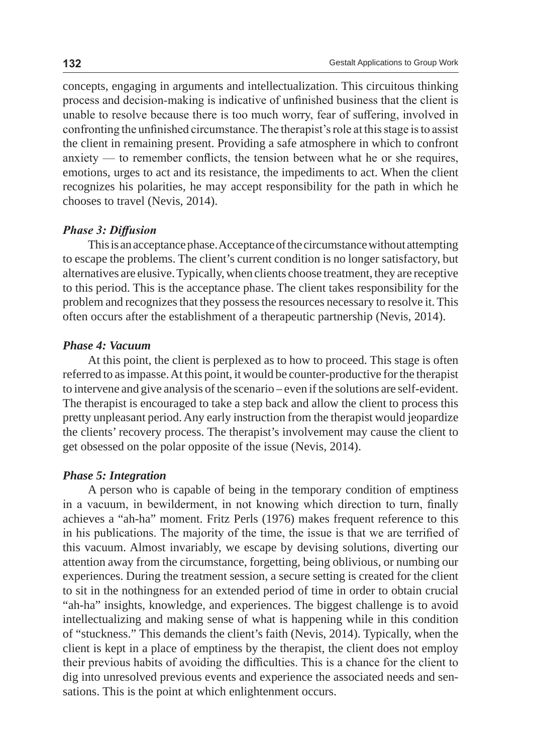concepts, engaging in arguments and intellectualization. This circuitous thinking process and decision-making is indicative of unfinished business that the client is unable to resolve because there is too much worry, fear of suffering, involved in confronting the unfinished circumstance. The therapist's role at this stage is to assist the client in remaining present. Providing a safe atmosphere in which to confront anxiety — to remember conflicts, the tension between what he or she requires, emotions, urges to act and its resistance, the impediments to act. When the client recognizes his polarities, he may accept responsibility for the path in which he chooses to travel (Nevis, 2014).

### *Phase 3: Diffusion*

This is an acceptance phase. Acceptance of the circumstance without attempting to escape the problems. The client's current condition is no longer satisfactory, but alternatives are elusive. Typically, when clients choose treatment, they are receptive to this period. This is the acceptance phase. The client takes responsibility for the problem and recognizes that they possess the resources necessary to resolve it. This often occurs after the establishment of a therapeutic partnership (Nevis, 2014).

### *Phase 4: Vacuum*

At this point, the client is perplexed as to how to proceed. This stage is often referred to as impasse. At this point, it would be counter-productive for the therapist to intervene and give analysis of the scenario – even if the solutions are self-evident. The therapist is encouraged to take a step back and allow the client to process this pretty unpleasant period. Any early instruction from the therapist would jeopardize the clients' recovery process. The therapist's involvement may cause the client to get obsessed on the polar opposite of the issue (Nevis, 2014).

### *Phase 5: Integration*

A person who is capable of being in the temporary condition of emptiness in a vacuum, in bewilderment, in not knowing which direction to turn, finally achieves a "ah-ha" moment. Fritz Perls (1976) makes frequent reference to this in his publications. The majority of the time, the issue is that we are terrified of this vacuum. Almost invariably, we escape by devising solutions, diverting our attention away from the circumstance, forgetting, being oblivious, or numbing our experiences. During the treatment session, a secure setting is created for the client to sit in the nothingness for an extended period of time in order to obtain crucial "ah-ha" insights, knowledge, and experiences. The biggest challenge is to avoid intellectualizing and making sense of what is happening while in this condition of "stuckness." This demands the client's faith (Nevis, 2014). Typically, when the client is kept in a place of emptiness by the therapist, the client does not employ their previous habits of avoiding the difficulties. This is a chance for the client to dig into unresolved previous events and experience the associated needs and sensations. This is the point at which enlightenment occurs.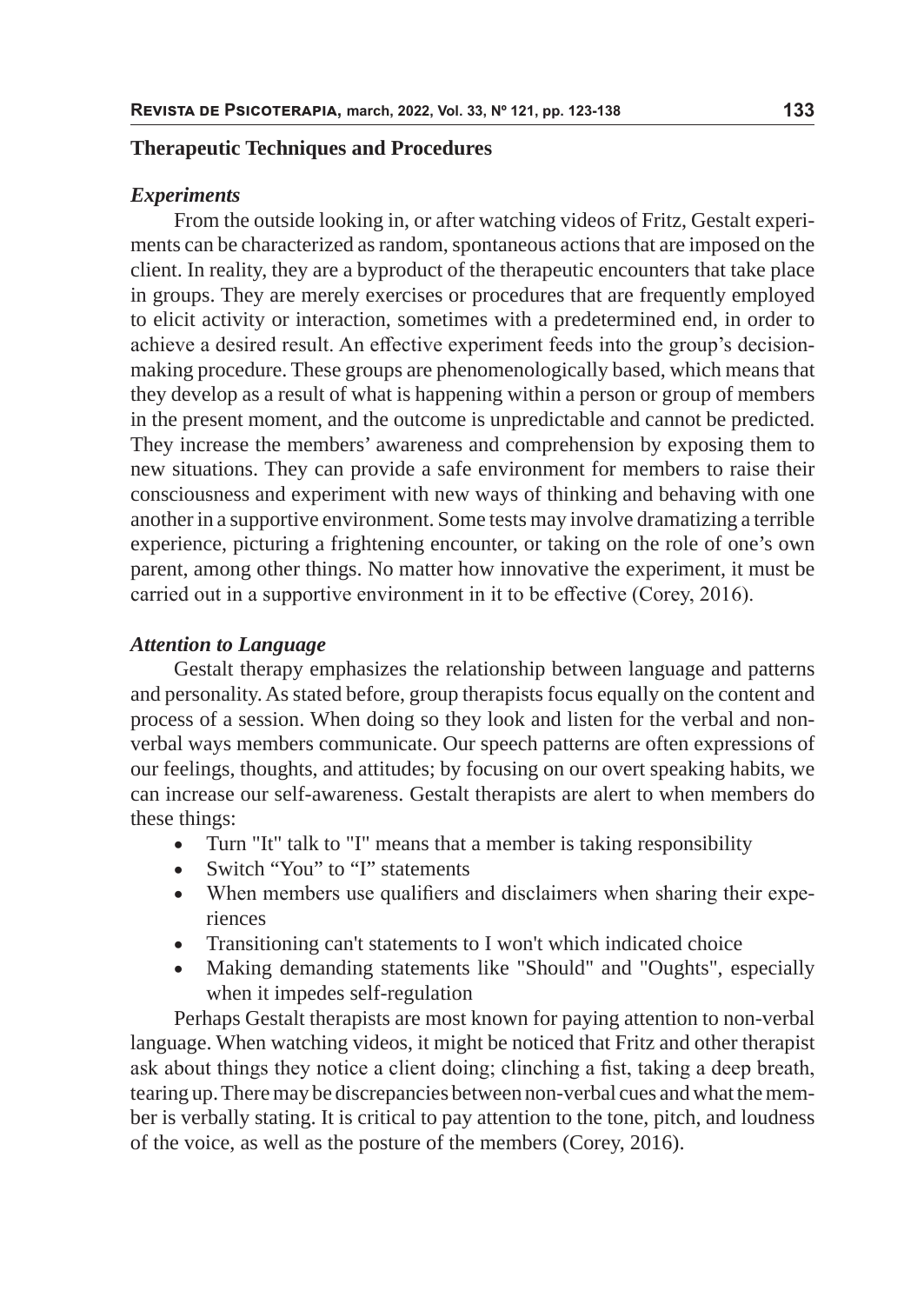## Therapeutic Techniques and Procedures

### *Experiments*

From the outside looking in, or after watching videos of Fritz, Gestalt experiments can be characterized as random, spontaneous actions that are imposed on the client. In reality, they are a byproduct of the therapeutic encounters that take place in groups. They are merely exercises or procedures that are frequently employed to elicit activity or interaction, sometimes with a predetermined end, in order to achieve a desired result. An effective experiment feeds into the group's decision-making procedure. These groups are phenomenologically based, which means that they develop as a result of what is happening within a person or group of members in the present moment, and the outcome is unpredictable and cannot be predicted. They increase the members' awareness and comprehension by exposing them to new situations. They can provide a safe environment for members to raise their consciousness and experiment with new ways of thinking and behaving with one another in a supportive environment. Some tests may involve dramatizing a terrible experience, picturing a frightening encounter, or taking on the role of one's own parent, among other things. No matter how innovative the experiment, it must be carried out in a supportive environment in it to be effective (Corey, 2016).

### *Attention to Language*

Gestalt therapy emphasizes the relationship between language and patterns and personality. As stated before, group therapists focus equally on the content and process of a session. When doing so they look and listen for the verbal and non-verbal ways members communicate. Our speech patterns are often expressions of our feelings, thoughts, and attitudes; by focusing on our overt speaking habits, we can increase our self-awareness. Gestalt therapists are alert to when members do these things:

- Turn "It" talk to "I" means that a member is taking responsibility
- Switch "You" to "I" statements
- When members use qualifiers and disclaimers when sharing their experiences
- Transitioning can't statements to I won't which indicated choice
- Making demanding statements like "Should" and "Oughts", especially when it impedes self-regulation

Perhaps Gestalt therapists are most known for paying attention to non-verbal language. When watching videos, it might be noticed that Fritz and other therapist ask about things they notice a client doing; clinching a fist, taking a deep breath, tearing up. There may be discrepancies between non-verbal cues and what the member is verbally stating. It is critical to pay attention to the tone, pitch, and loudness of the voice, as well as the posture of the members (Corey, 2016).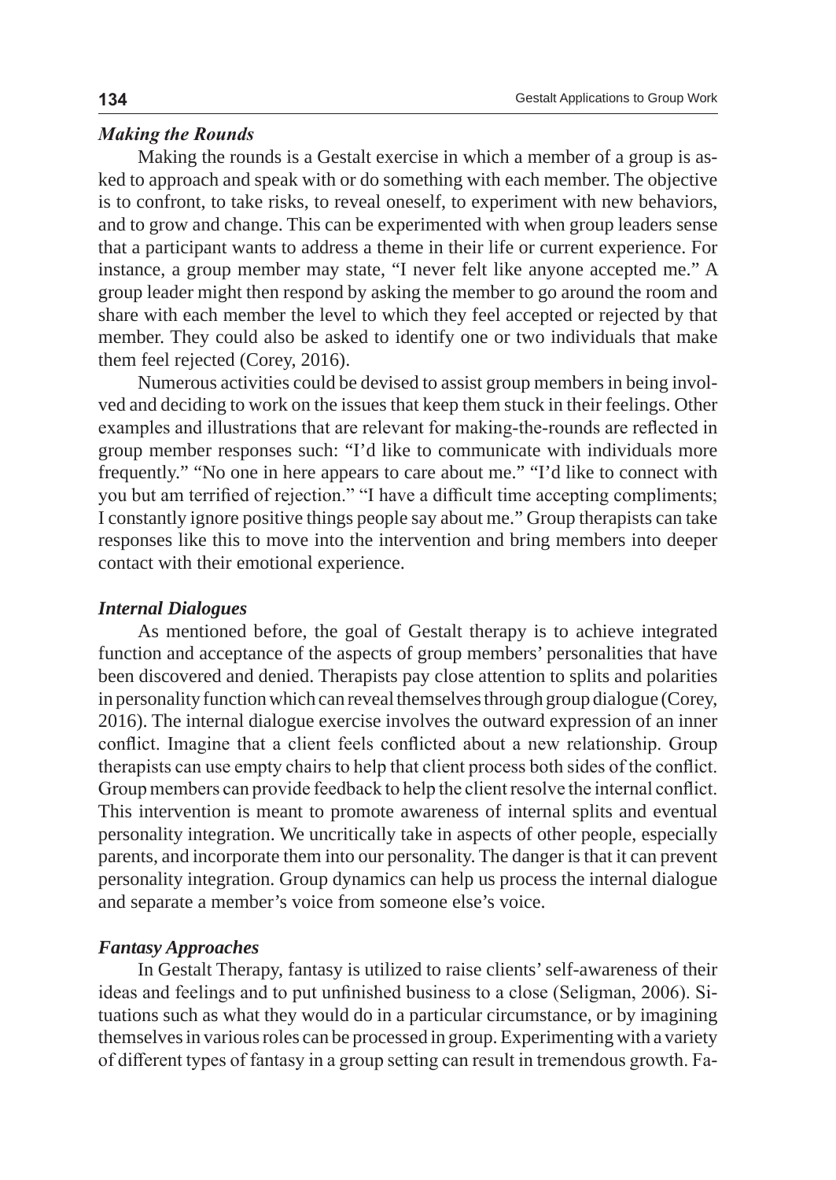### *Making the Rounds*

Making the rounds is a Gestalt exercise in which a member of a group is asked to approach and speak with or do something with each member. The objective is to confront, to take risks, to reveal oneself, to experiment with new behaviors, and to grow and change. This can be experimented with when group leaders sense that a participant wants to address a theme in their life or current experience. For instance, a group member may state, "I never felt like anyone accepted me." A group leader might then respond by asking the member to go around the room and share with each member the level to which they feel accepted or rejected by that member. They could also be asked to identify one or two individuals that make them feel rejected (Corey, 2016).

Numerous activities could be devised to assist group members in being involved and deciding to work on the issues that keep them stuck in their feelings. Other examples and illustrations that are relevant for making-the-rounds are reflected in group member responses such: "I'd like to communicate with individuals more frequently." "No one in here appears to care about me." "I'd like to connect with you but am terrified of rejection." "I have a difficult time accepting compliments; I constantly ignore positive things people say about me." Group therapists can take responses like this to move into the intervention and bring members into deeper contact with their emotional experience.

### *Internal Dialogues*

As mentioned before, the goal of Gestalt therapy is to achieve integrated function and acceptance of the aspects of group members' personalities that have been discovered and denied. Therapists pay close attention to splits and polarities in personality function which can reveal themselves through group dialogue (Corey, 2016). The internal dialogue exercise involves the outward expression of an inner conflict. Imagine that a client feels conflicted about a new relationship. Group therapists can use empty chairs to help that client process both sides of the conflict. Group members can provide feedback to help the client resolve the internal conflict. This intervention is meant to promote awareness of internal splits and eventual personality integration. We uncritically take in aspects of other people, especially parents, and incorporate them into our personality. The danger is that it can prevent personality integration. Group dynamics can help us process the internal dialogue and separate a member's voice from someone else's voice.

### *Fantasy Approaches*

In Gestalt Therapy, fantasy is utilized to raise clients' self-awareness of their ideas and feelings and to put unfinished business to a close (Seligman, 2006). Situations such as what they would do in a particular circumstance, or by imagining themselves in various roles can be processed in group. Experimenting with a variety of different types of fantasy in a group setting can result in tremendous growth. Fa-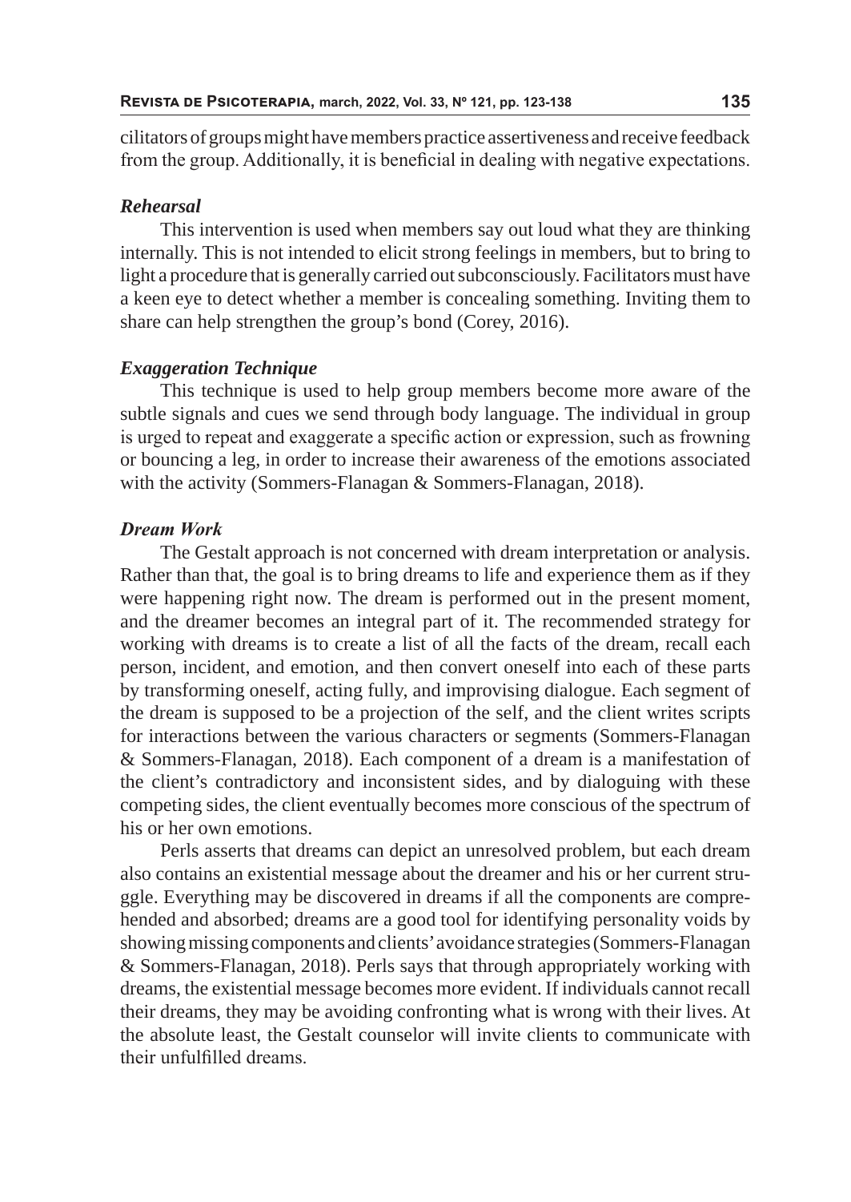cilitators of groups might have members practice assertiveness and receive feedback from the group. Additionally, it is beneficial in dealing with negative expectations.

### *Rehearsal*

This intervention is used when members say out loud what they are thinking internally. This is not intended to elicit strong feelings in members, but to bring to light a procedure that is generally carried out subconsciously. Facilitators must have a keen eye to detect whether a member is concealing something. Inviting them to share can help strengthen the group's bond (Corey, 2016).

### *Exaggeration Technique*

This technique is used to help group members become more aware of the subtle signals and cues we send through body language. The individual in group is urged to repeat and exaggerate a specific action or expression, such as frowning or bouncing a leg, in order to increase their awareness of the emotions associated with the activity (Sommers-Flanagan & Sommers-Flanagan, 2018).

### *Dream Work*

The Gestalt approach is not concerned with dream interpretation or analysis. Rather than that, the goal is to bring dreams to life and experience them as if they were happening right now. The dream is performed out in the present moment, and the dreamer becomes an integral part of it. The recommended strategy for working with dreams is to create a list of all the facts of the dream, recall each person, incident, and emotion, and then convert oneself into each of these parts by transforming oneself, acting fully, and improvising dialogue. Each segment of the dream is supposed to be a projection of the self, and the client writes scripts for interactions between the various characters or segments (Sommers-Flanagan & Sommers-Flanagan, 2018). Each component of a dream is a manifestation of the client's contradictory and inconsistent sides, and by dialoguing with these competing sides, the client eventually becomes more conscious of the spectrum of his or her own emotions.

Perls asserts that dreams can depict an unresolved problem, but each dream also contains an existential message about the dreamer and his or her current struggle. Everything may be discovered in dreams if all the components are comprehended and absorbed; dreams are a good tool for identifying personality voids by showing missing components and clients' avoidance strategies (Sommers-Flanagan & Sommers-Flanagan, 2018). Perls says that through appropriately working with dreams, the existential message becomes more evident. If individuals cannot recall their dreams, they may be avoiding confronting what is wrong with their lives. At the absolute least, the Gestalt counselor will invite clients to communicate with their unfulfilled dreams.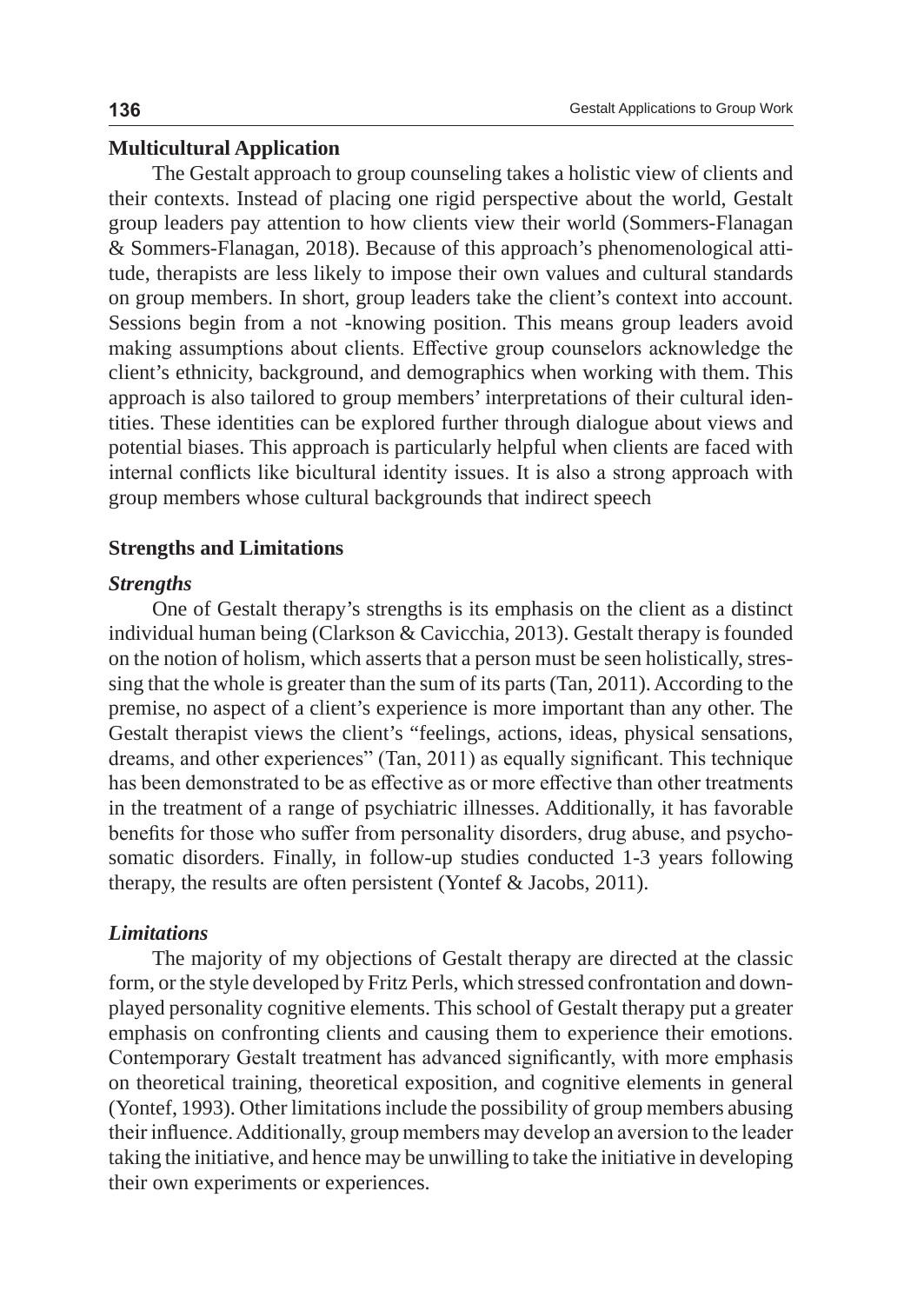## Multicultural Application

The Gestalt approach to group counseling takes a holistic view of clients and their contexts. Instead of placing one rigid perspective about the world, Gestalt group leaders pay attention to how clients view their world (Sommers-Flanagan & Sommers-Flanagan, 2018). Because of this approach's phenomenological attitude, therapists are less likely to impose their own values and cultural standards on group members. In short, group leaders take the client's context into account. Sessions begin from a not -knowing position. This means group leaders avoid making assumptions about clients. Effective group counselors acknowledge the client's ethnicity, background, and demographics when working with them. This approach is also tailored to group members' interpretations of their cultural identities. These identities can be explored further through dialogue about views and potential biases. This approach is particularly helpful when clients are faced with internal conflicts like bicultural identity issues. It is also a strong approach with group members whose cultural backgrounds that indirect speech

## Strengths and Limitations

### *Strengths*

One of Gestalt therapy's strengths is its emphasis on the client as a distinct individual human being (Clarkson & Cavicchia, 2013). Gestalt therapy is founded on the notion of holism, which asserts that a person must be seen holistically, stressing that the whole is greater than the sum of its parts (Tan, 2011). According to the premise, no aspect of a client's experience is more important than any other. The Gestalt therapist views the client's "feelings, actions, ideas, physical sensations, dreams, and other experiences" (Tan, 2011) as equally significant. This technique has been demonstrated to be as effective as or more effective than other treatments in the treatment of a range of psychiatric illnesses. Additionally, it has favorable benefits for those who suffer from personality disorders, drug abuse, and psychosomatic disorders. Finally, in follow-up studies conducted 1-3 years following therapy, the results are often persistent (Yontef & Jacobs, 2011).

### *Limitations*

The majority of my objections of Gestalt therapy are directed at the classic form, or the style developed by Fritz Perls, which stressed confrontation and downplayed personality cognitive elements. This school of Gestalt therapy put a greater emphasis on confronting clients and causing them to experience their emotions. Contemporary Gestalt treatment has advanced significantly, with more emphasis on theoretical training, theoretical exposition, and cognitive elements in general (Yontef, 1993). Other limitations include the possibility of group members abusing their influence. Additionally, group members may develop an aversion to the leader taking the initiative, and hence may be unwilling to take the initiative in developing their own experiments or experiences.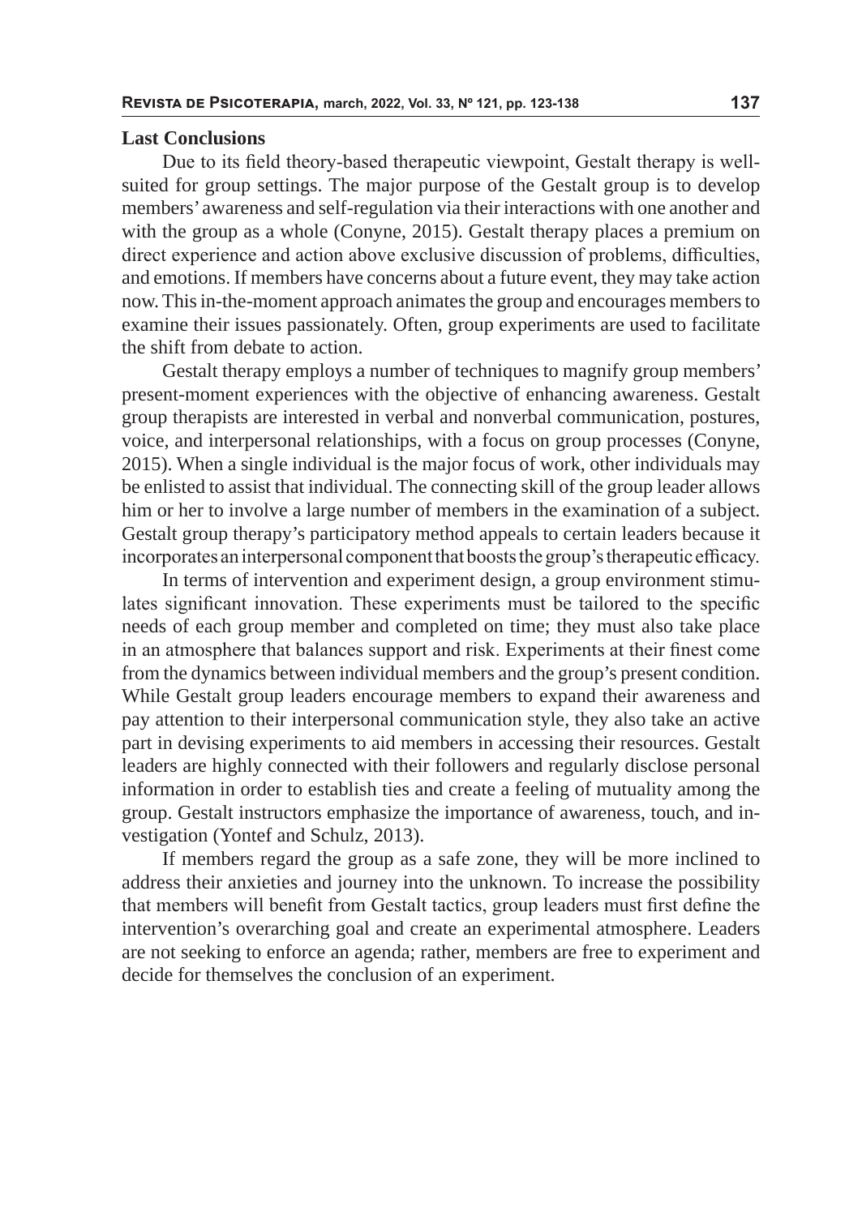## Last Conclusions

Due to its field theory-based therapeutic viewpoint, Gestalt therapy is well-suited for group settings. The major purpose of the Gestalt group is to develop members' awareness and self-regulation via their interactions with one another and with the group as a whole (Conyne, 2015). Gestalt therapy places a premium on direct experience and action above exclusive discussion of problems, difficulties, and emotions. If members have concerns about a future event, they may take action now. This in-the-moment approach animates the group and encourages members to examine their issues passionately. Often, group experiments are used to facilitate the shift from debate to action.

Gestalt therapy employs a number of techniques to magnify group members' present-moment experiences with the objective of enhancing awareness. Gestalt group therapists are interested in verbal and nonverbal communication, postures, voice, and interpersonal relationships, with a focus on group processes (Conyne, 2015). When a single individual is the major focus of work, other individuals may be enlisted to assist that individual. The connecting skill of the group leader allows him or her to involve a large number of members in the examination of a subject. Gestalt group therapy's participatory method appeals to certain leaders because it incorporates an interpersonal component that boosts the group's therapeutic efficacy.

In terms of intervention and experiment design, a group environment stimulates significant innovation. These experiments must be tailored to the specific needs of each group member and completed on time; they must also take place in an atmosphere that balances support and risk. Experiments at their finest come from the dynamics between individual members and the group's present condition. While Gestalt group leaders encourage members to expand their awareness and pay attention to their interpersonal communication style, they also take an active part in devising experiments to aid members in accessing their resources. Gestalt leaders are highly connected with their followers and regularly disclose personal information in order to establish ties and create a feeling of mutuality among the group. Gestalt instructors emphasize the importance of awareness, touch, and investigation (Yontef and Schulz, 2013).

If members regard the group as a safe zone, they will be more inclined to address their anxieties and journey into the unknown. To increase the possibility that members will benefit from Gestalt tactics, group leaders must first define the intervention's overarching goal and create an experimental atmosphere. Leaders are not seeking to enforce an agenda; rather, members are free to experiment and decide for themselves the conclusion of an experiment.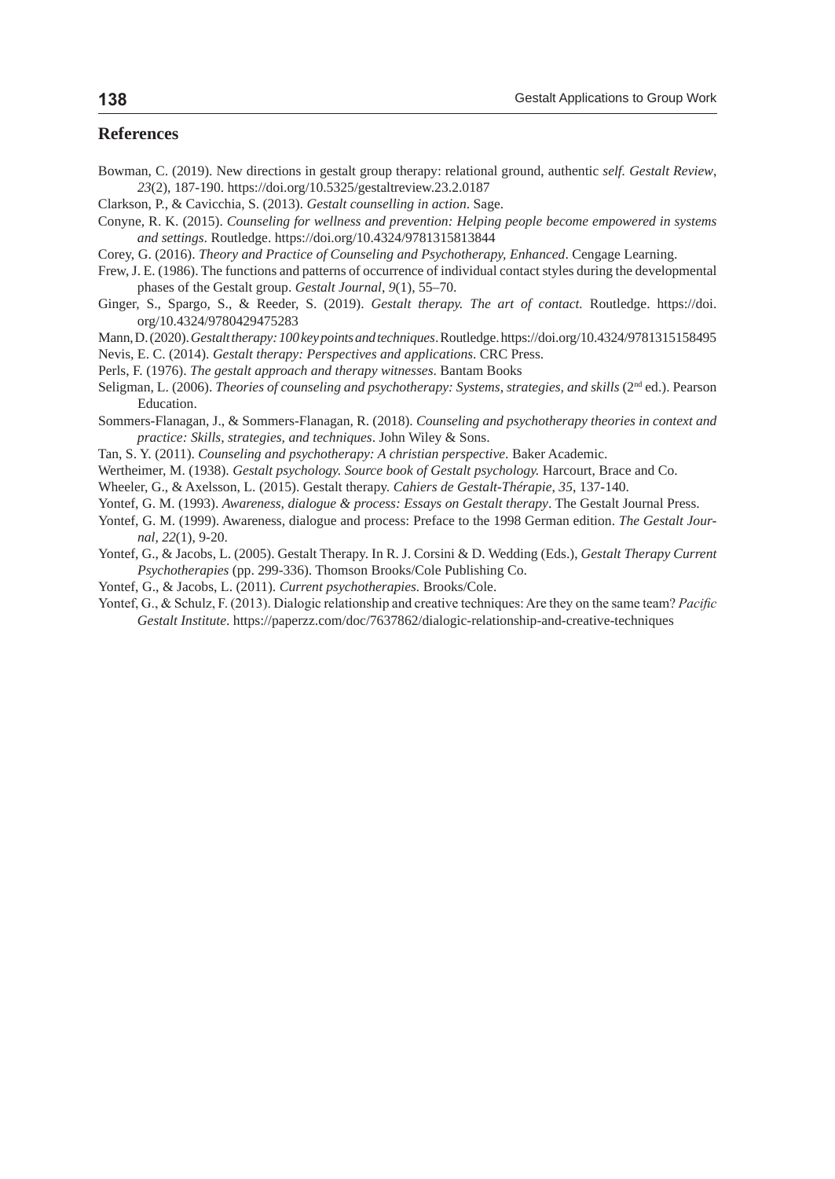## References

Bowman, C. (2019). New directions in gestalt group therapy: relational ground, authentic *self. Gestalt Review*, *23*(2), 187-190. https://doi.org/10.5325/gestaltreview.23.2.0187

Clarkson, P., & Cavicchia, S. (2013). *Gestalt counselling in action*. Sage.

Conyne, R. K. (2015). *Counseling for wellness and prevention: Helping people become empowered in systems and settings*. Routledge. https://doi.org/10.4324/9781315813844

Corey, G. (2016). *Theory and Practice of Counseling and Psychotherapy, Enhanced*. Cengage Learning.

Frew, J. E. (1986). The functions and patterns of occurrence of individual contact styles during the developmental phases of the Gestalt group. *Gestalt Journal*, *9*(1), 55–70.

Ginger, S., Spargo, S., & Reeder, S. (2019). *Gestalt therapy. The art of contact.* Routledge. https://doi.org/10.4324/9780429475283

Mann, D. (2020). *Gestalt therapy: 100 key points and techniques*. Routledge. https://doi.org/10.4324/9781315158495

Nevis, E. C. (2014). *Gestalt therapy: Perspectives and applications*. CRC Press.

Perls, F. (1976). *The gestalt approach and therapy witnesses*. Bantam Books

Seligman, L. (2006). *Theories of counseling and psychotherapy: Systems, strategies, and skills* (2nd ed.). Pearson Education.

Sommers-Flanagan, J., & Sommers-Flanagan, R. (2018). *Counseling and psychotherapy theories in context and practice: Skills, strategies, and techniques*. John Wiley & Sons.

Tan, S. Y. (2011). *Counseling and psychotherapy: A christian perspective*. Baker Academic.

Wertheimer, M. (1938). *Gestalt psychology. Source book of Gestalt psychology.* Harcourt, Brace and Co.

Wheeler, G., & Axelsson, L. (2015). Gestalt therapy. *Cahiers de Gestalt-Thérapie*, *35*, 137-140.

Yontef, G. M. (1993). *Awareness, dialogue & process: Essays on Gestalt therapy*. The Gestalt Journal Press.

Yontef, G. M. (1999). Awareness, dialogue and process: Preface to the 1998 German edition. *The Gestalt Journal*, *22*(1), 9-20.

Yontef, G., & Jacobs, L. (2005). Gestalt Therapy. In R. J. Corsini & D. Wedding (Eds.), *Gestalt Therapy Current Psychotherapies* (pp. 299-336). Thomson Brooks/Cole Publishing Co.

Yontef, G., & Jacobs, L. (2011). *Current psychotherapies.* Brooks/Cole.

Yontef, G., & Schulz, F. (2013). Dialogic relationship and creative techniques: Are they on the same team? *Pacific Gestalt Institute*. https://paperzz.com/doc/7637862/dialogic-relationship-and-creative-techniques